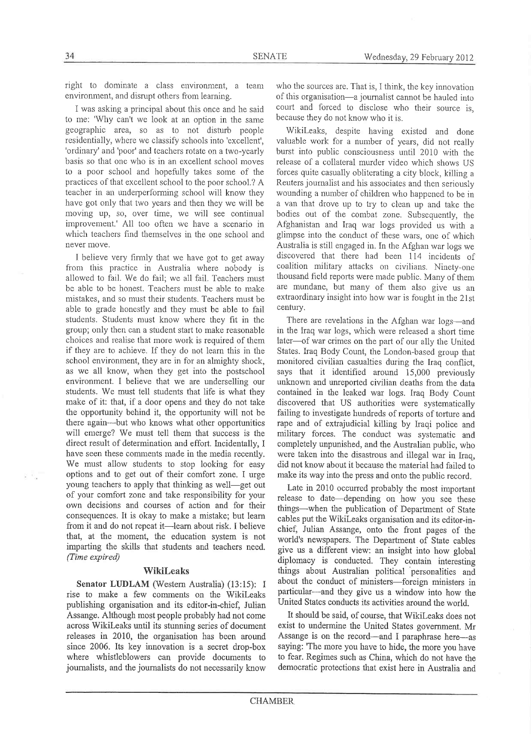right to dominate a class environment, a team environment, and disrupt others from learning.

I was asking a principal about this once and he said to me: 'Why can't we look at an option in the same geographic area, so as to not disturb people residentially, where we classify schools into 'excellent', 'ordinary' and 'poor' and teachers rotate on a two-yearly basis so that one who is in an excellent school moves to a poor school and hopefully takes some of the practices of that excellent school to the poor school.? A teacher in an underperforming school will know they have got only that two years and then they we will be moving up, so, over time, we will see continual improvement.' All too often we have a scenario in which teachers find themselves in the one school and never move.

I believe very firmly that we have got to get away from this practice in Australia where nobody is allowed to fail. We do fail; we all fail. Teachers must be able to be honest. Teachers must be able to make mistakes, and so must their students. Teachers must be able to grade honestly and they must be able to fail students. Students must know where they fit in the group; only then can a student start to make reasonable choices and realise that more work is required of them if they are to achieve. If they do not learn this in the school environment, they are in for an almighty shock, as we all know, when they get into the postschool environment. I believe that we are underselling our students. We must tell students that life is what they make of it: that, if a door opens and they do not take the opportunity behind it, the opportunity will not be there again—but who knows what other opportunities will emerge? We must tell them that success is the direct result of determination and effort. Incidentally, I have seen these comments made in the media recently. We must allow students to stop looking for easy options and to get out of their comfort zone. I urge young teachers to apply that thinking as well—get out of your comfort zone and take responsibility for your own decisions and courses of action and for their consequences. It is okay to make a mistake; but learn from it and do not repeat it—learn about risk. I believe that, at the moment, the education system is not imparting the skills that students and teachers need. *(Time expired)*

### WikiLeaks

**Senator LUDLAM** (Western Australia) (13:15): I rise to make a few comments on the WikiLeaks publishing organisation and its editor-in-chief, Julian Assange. Although most people probably had not come across WikiLeaks until its stunning series of document releases in 2010, the organisation has been around since 2006. Its key innovation is a secret drop-box where whistleblowers can provide documents to journalists, and the journalists do not necessarily know who the sources are. That is, I think, the key innovation of this organisation—a journalist cannot be hauled into court and forced to disclose who their source is, because they do not know who it is.

WikiLeaks, despite having existed and done valuable work for a number of years, did not really burst into public consciousness until 2010 with the release of a collateral murder video which shows US forces quite casually obliterating a city block, killing a Reuters journalist and his associates and then seriously wounding a number of children who happened to be in a van that drove up to try to clean up and take the bodies out of the combat zone. Subsequently, the Afghanistan and Iraq war logs provided us with a glimpse into the conduct of these wars, one of which Australia is still engaged in. In the Afghan war logs we discovered that there had been 114 incidents of coalition military attacks on civilians. Ninety-one thousand field reports were made public. Many of them are mundane, but many of them also give us an extraordinary insight into how war is fought in the 21st century.

There are revelations in the Afghan war logs—and in the Iraq war logs, which were released a short time later—of war crimes on the part of our ally the United States. Iraq Body Count, the London-based group that monitored civilian casualties during the Iraq conflict, says that it identified around 15,000 previously unknown and unreported civilian deaths from the data contained in the leaked war logs. Iraq Body Count discovered that US authorities were systematically failing to investigate hundreds of reports of torture and rape and of extrajudicial killing by Iraqi police and military forces. The conduct was systematic and completely unpunished, and the Australian public, who were taken into the disastrous and illegal war in Iraq, did not know about it because the material had failed to make its way into the press and onto the public record.

Late in 2010 occurred probably the most important release to date—depending on how you see these things—when the publication of Department of State cables put the WikiLeaks organisation and its editor-in-chief, Julian Assange, onto the front pages of the world's newspapers. The Department of State cables give us a different view: an insight into how global diplomacy is conducted. They contain interesting things about Australian political personalities and about the conduct of ministers—foreign ministers in particular—and they give us a window into how the United States conducts its activities around the world.

It should be said, of course, that WikiLeaks does not exist to undermine the United States government. Mr Assange is on the record—and I paraphrase here—as saying: 'The more you have to hide, the more you have to fear. Regimes such as China, which do not have the democratic protections that exist here in Australia and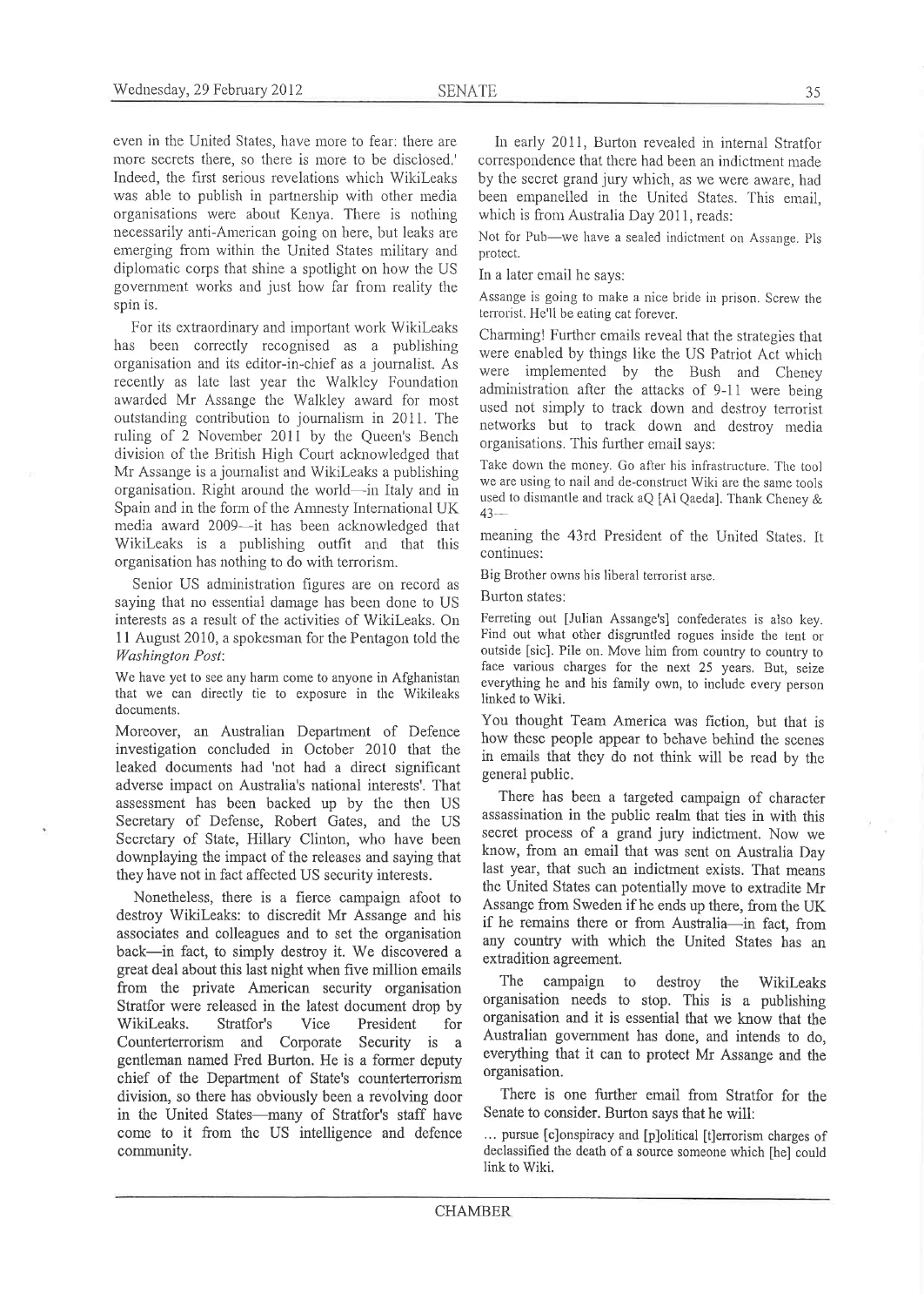even in the United States, have more to fear: there are more secrets there, so there is more to be disclosed.' Indeed, the first serious revelations which WikiLeaks was able to publish in partnership with other media organisations were about Kenya. There is nothing necessarily anti-American going on here, but leaks are emerging from within the United States military and diplomatic corps that shine a spotlight on how the US government works and just how far from reality the spin is.

For its extraordinary and important work WikiLeaks has been correctly recognised as a publishing organisation and its editor-in-chief as a journalist. As recently as late last year the Walkley Foundation awarded Mr Assange the Walkley award for most outstanding contribution to journalism in 2011. The ruling of 2 November 2011 by the Queen's Bench division of the British High Court acknowledged that Mr Assange is a journalist and WikiLeaks a publishing organisation. Right around the world—in Italy and in Spain and in the form of the Amnesty International UK media award 2009—it has been acknowledged that WikiLeaks is a publishing outfit and that this organisation has nothing to do with terrorism.

Senior US administration figures are on record as saying that no essential damage has been done to US interests as a result of the activities of WikiLeaks. On 11 August 2010, a spokesman for the Pentagon told the *Washington Post*:

> We have yet to see any harm come to anyone in Afghanistan that we can directly tie to exposure in the Wikileaks documents.

Moreover, an Australian Department of Defence investigation concluded in October 2010 that the leaked documents had 'not had a direct significant adverse impact on Australia's national interests'. That assessment has been backed up by the then US Secretary of Defense, Robert Gates, and the US Secretary of State, Hillary Clinton, who have been downplaying the impact of the releases and saying that they have not in fact affected US security interests.

Nonetheless, there is a fierce campaign afoot to destroy WikiLeaks: to discredit Mr Assange and his associates and colleagues and to set the organisation back—in fact, to simply destroy it. We discovered a great deal about this last night when five million emails from the private American security organisation Stratfor were released in the latest document drop by WikiLeaks. Stratfor's Vice President for Counterterrorism and Corporate Security is a gentleman named Fred Burton. He is a former deputy chief of the Department of State's counterterrorism division, so there has obviously been a revolving door in the United States—many of Stratfor's staff have come to it from the US intelligence and defence community.

In early 2011, Burton revealed in internal Stratfor correspondence that there had been an indictment made by the secret grand jury which, as we were aware, had been empanelled in the United States. This email, which is from Australia Day 2011, reads:

> Not for Pub—we have a sealed indictment on Assange. Pls protect.

In a later email he says:

> Assange is going to make a nice bride in prison. Screw the terrorist. He'll be eating cat forever.

Charming! Further emails reveal that the strategies that were enabled by things like the US Patriot Act which were implemented by the Bush and Cheney administration after the attacks of 9-11 were being used not simply to track down and destroy terrorist networks but to track down and destroy media organisations. This further email says:

> Take down the money. Go after his infrastructure. The tool we are using to nail and de-construct Wiki are the same tools used to dismantle and track aQ [Al Qaeda]. Thank Cheney & 43—

meaning the 43rd President of the United States. It continues:

> Big Brother owns his liberal terrorist arse.

Burton states:

> Ferreting out [Julian Assange's] confederates is also key. Find out what other disgruntled rogues inside the tent or outside [sic]. Pile on. Move him from country to country to face various charges for the next 25 years. But, seize everything he and his family own, to include every person linked to Wiki.

You thought Team America was fiction, but that is how these people appear to behave behind the scenes in emails that they do not think will be read by the general public.

There has been a targeted campaign of character assassination in the public realm that ties in with this secret process of a grand jury indictment. Now we know, from an email that was sent on Australia Day last year, that such an indictment exists. That means the United States can potentially move to extradite Mr Assange from Sweden if he ends up there, from the UK if he remains there or from Australia—in fact, from any country with which the United States has an extradition agreement.

The campaign to destroy the WikiLeaks organisation needs to stop. This is a publishing organisation and it is essential that we know that the Australian government has done, and intends to do, everything that it can to protect Mr Assange and the organisation.

There is one further email from Stratfor for the Senate to consider. Burton says that he will:

> ... pursue [c]onspiracy and [p]olitical [t]errorism charges of declassified the death of a source someone which [he] could link to Wiki.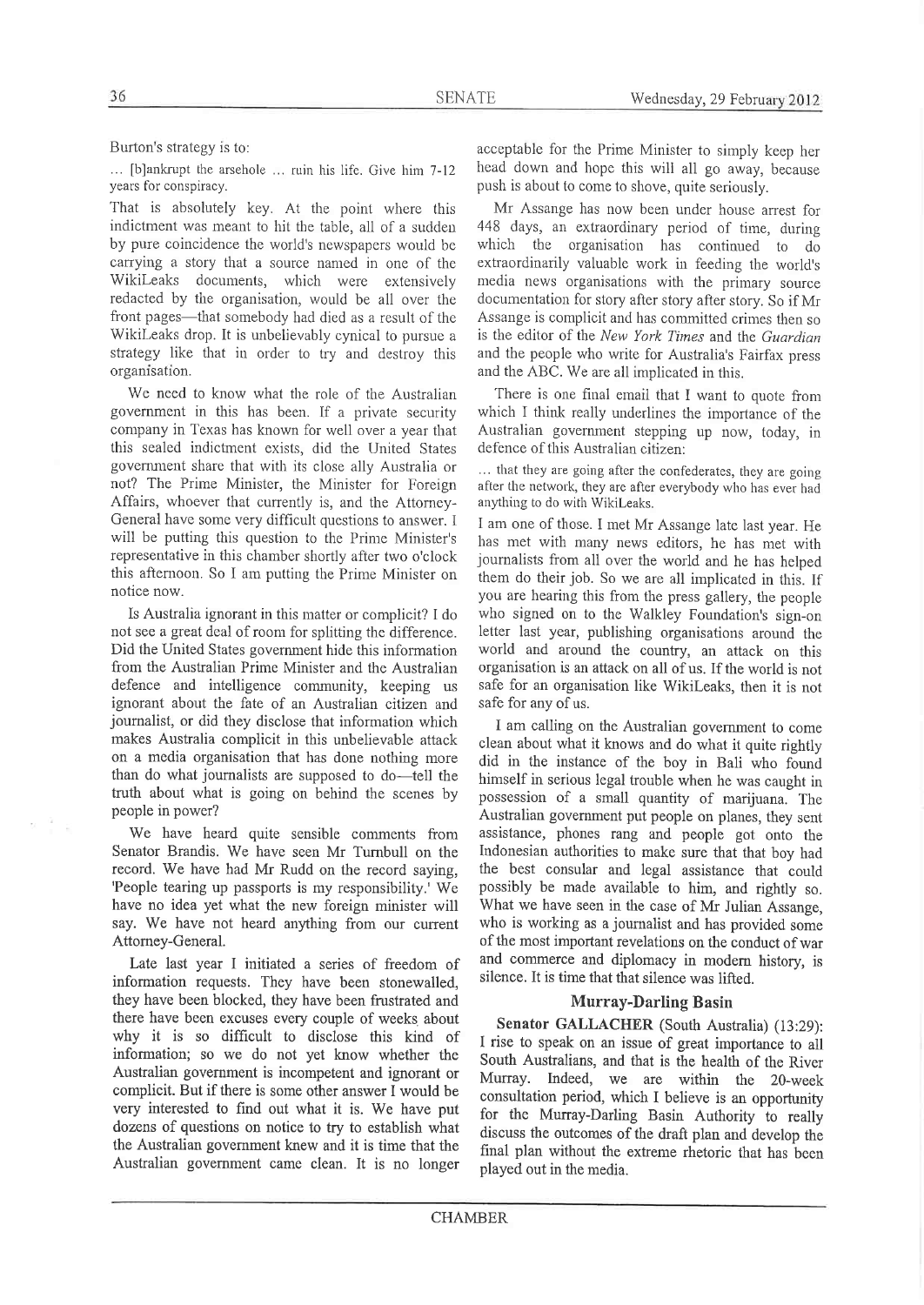Burton's strategy is to:

> … [b]ankrupt the arsehole … ruin his life. Give him 7-12 years for conspiracy.

That is absolutely key. At the point where this indictment was meant to hit the table, all of a sudden by pure coincidence the world's newspapers would be carrying a story that a source named in one of the WikiLeaks documents, which were extensively redacted by the organisation, would be all over the front pages—that somebody had died as a result of the WikiLeaks drop. It is unbelievably cynical to pursue a strategy like that in order to try and destroy this organisation.

We need to know what the role of the Australian government in this has been. If a private security company in Texas has known for well over a year that this sealed indictment exists, did the United States government share that with its close ally Australia or not? The Prime Minister, the Minister for Foreign Affairs, whoever that currently is, and the Attorney-General have some very difficult questions to answer. I will be putting this question to the Prime Minister's representative in this chamber shortly after two o'clock this afternoon. So I am putting the Prime Minister on notice now.

Is Australia ignorant in this matter or complicit? I do not see a great deal of room for splitting the difference. Did the United States government hide this information from the Australian Prime Minister and the Australian defence and intelligence community, keeping us ignorant about the fate of an Australian citizen and journalist, or did they disclose that information which makes Australia complicit in this unbelievable attack on a media organisation that has done nothing more than do what journalists are supposed to do—tell the truth about what is going on behind the scenes by people in power?

We have heard quite sensible comments from Senator Brandis. We have seen Mr Turnbull on the record. We have had Mr Rudd on the record saying, 'People tearing up passports is my responsibility.' We have no idea yet what the new foreign minister will say. We have not heard anything from our current Attorney-General.

Late last year I initiated a series of freedom of information requests. They have been stonewalled, they have been blocked, they have been frustrated and there have been excuses every couple of weeks about why it is so difficult to disclose this kind of information; so we do not yet know whether the Australian government is incompetent and ignorant or complicit. But if there is some other answer I would be very interested to find out what it is. We have put dozens of questions on notice to try to establish what the Australian government knew and it is time that the Australian government came clean. It is no longer acceptable for the Prime Minister to simply keep her head down and hope this will all go away, because push is about to come to shove, quite seriously.

Mr Assange has now been under house arrest for 448 days, an extraordinary period of time, during which the organisation has continued to do extraordinarily valuable work in feeding the world's media news organisations with the primary source documentation for story after story after story. So if Mr Assange is complicit and has committed crimes then so is the editor of the *New York Times* and the *Guardian* and the people who write for Australia's Fairfax press and the ABC. We are all implicated in this.

There is one final email that I want to quote from which I think really underlines the importance of the Australian government stepping up now, today, in defence of this Australian citizen:

> … that they are going after the confederates, they are going after the network, they are after everybody who has ever had anything to do with WikiLeaks.

I am one of those. I met Mr Assange late last year. He has met with many news editors, he has met with journalists from all over the world and he has helped them do their job. So we are all implicated in this. If you are hearing this from the press gallery, the people who signed on to the Walkley Foundation's sign-on letter last year, publishing organisations around the world and around the country, an attack on this organisation is an attack on all of us. If the world is not safe for an organisation like WikiLeaks, then it is not safe for any of us.

I am calling on the Australian government to come clean about what it knows and do what it quite rightly did in the instance of the boy in Bali who found himself in serious legal trouble when he was caught in possession of a small quantity of marijuana. The Australian government put people on planes, they sent assistance, phones rang and people got onto the Indonesian authorities to make sure that that boy had the best consular and legal assistance that could possibly be made available to him, and rightly so. What we have seen in the case of Mr Julian Assange, who is working as a journalist and has provided some of the most important revelations on the conduct of war and commerce and diplomacy in modern history, is silence. It is time that that silence was lifted.

## Murray-Darling Basin

**Senator GALLACHER** (South Australia) (13:29): I rise to speak on an issue of great importance to all South Australians, and that is the health of the River Murray. Indeed, we are within the 20-week consultation period, which I believe is an opportunity for the Murray-Darling Basin Authority to really discuss the outcomes of the draft plan and develop the final plan without the extreme rhetoric that has been played out in the media.